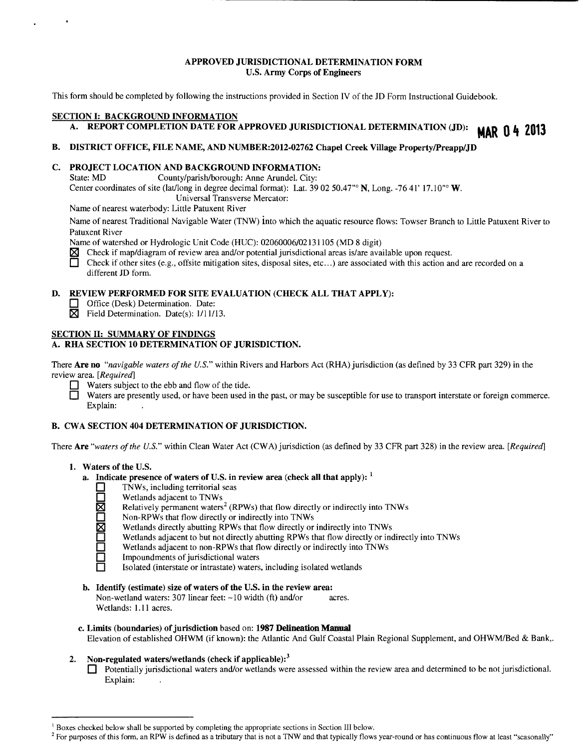# APPROVED JURISDICTIONAL DETERMINATION FORM
## U.S. Army Corps of Engineers

This form should be completed by following the instructions provided in Section IV of the JD Form Instructional Guidebook.

## SECTION I: BACKGROUND INFORMATION

**A. REPORT COMPLETION DATE FOR APPROVED JURISDICTIONAL DETERMINATION (JD):** **MAR 04 2013**

**B. DISTRICT OFFICE, FILE NAME, AND NUMBER:2012-02762 Chapel Creek Village Property/Preapp/JD**

**C. PROJECT LOCATION AND BACKGROUND INFORMATION:**

State: MD County/parish/borough: Anne Arundel. City:

Center coordinates of site (lat/long in degree decimal format): Lat. 39 02 50.47"° **N**, Long. -76 41' 17.10"° **W**.

Universal Transverse Mercator:

Name of nearest waterbody: Little Patuxent River

Name of nearest Traditional Navigable Water (TNW) into which the aquatic resource flows: Towser Branch to Little Patuxent River to Patuxent River

Name of watershed or Hydrologic Unit Code (HUC): 02060006/02131105 (MD 8 digit)

- ☒ Check if map/diagram of review area and/or potential jurisdictional areas is/are available upon request.
- ☐ Check if other sites (e.g., offsite mitigation sites, disposal sites, etc...) are associated with this action and are recorded on a different JD form.

**D. REVIEW PERFORMED FOR SITE EVALUATION (CHECK ALL THAT APPLY):**

- ☐ Office (Desk) Determination. Date:
- ☒ Field Determination. Date(s): 1/11/13.

## SECTION II: SUMMARY OF FINDINGS

### A. RHA SECTION 10 DETERMINATION OF JURISDICTION.

There **Are no** *"navigable waters of the U.S."* within Rivers and Harbors Act (RHA) jurisdiction (as defined by 33 CFR part 329) in the review area. *[Required]*

- ☐ Waters subject to the ebb and flow of the tide.
- ☐ Waters are presently used, or have been used in the past, or may be susceptible for use to transport interstate or foreign commerce. Explain: .

### B. CWA SECTION 404 DETERMINATION OF JURISDICTION.

There **Are** *"waters of the U.S."* within Clean Water Act (CWA) jurisdiction (as defined by 33 CFR part 328) in the review area. *[Required]*

**1. Waters of the U.S.**

**a. Indicate presence of waters of U.S. in review area (check all that apply):** [1]

- ☐ TNWs, including territorial seas
- ☐ Wetlands adjacent to TNWs
- ☒ Relatively permanent waters[2] (RPWs) that flow directly or indirectly into TNWs
- ☐ Non-RPWs that flow directly or indirectly into TNWs
- ☒ Wetlands directly abutting RPWs that flow directly or indirectly into TNWs
- ☐ Wetlands adjacent to but not directly abutting RPWs that flow directly or indirectly into TNWs
- ☐ Wetlands adjacent to non-RPWs that flow directly or indirectly into TNWs
- ☐ Impoundments of jurisdictional waters
- ☐ Isolated (interstate or intrastate) waters, including isolated wetlands

**b. Identify (estimate) size of waters of the U.S. in the review area:**

Non-wetland waters: 307 linear feet: ~10 width (ft) and/or acres.

Wetlands: 1.11 acres.

**c. Limits (boundaries) of jurisdiction** based on: **1987 Delineation Manual**

Elevation of established OHWM (if known): the Atlantic And Gulf Coastal Plain Regional Supplement, and OHWM/Bed & Bank,.

**2. Non-regulated waters/wetlands (check if applicable):**[3]

- ☐ Potentially jurisdictional waters and/or wetlands were assessed within the review area and determined to be not jurisdictional. Explain: .

---

[1] Boxes checked below shall be supported by completing the appropriate sections in Section III below.

[2] For purposes of this form, an RPW is defined as a tributary that is not a TNW and that typically flows year-round or has continuous flow at least "seasonally"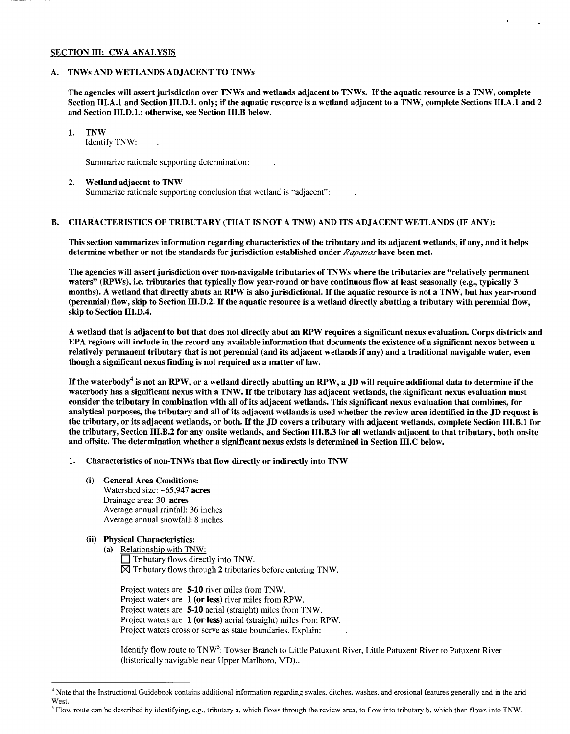## SECTION III: CWA ANALYSIS

### A. TNWs AND WETLANDS ADJACENT TO TNWs

**The agencies will assert jurisdiction over TNWs and wetlands adjacent to TNWs. If the aquatic resource is a TNW, complete Section III.A.1 and Section III.D.1. only; if the aquatic resource is a wetland adjacent to a TNW, complete Sections III.A.1 and 2 and Section III.D.1.; otherwise, see Section III.B below.**

1. **TNW**
   Identify TNW: .

   Summarize rationale supporting determination: .

2. **Wetland adjacent to TNW**
   Summarize rationale supporting conclusion that wetland is "adjacent": .

### B. CHARACTERISTICS OF TRIBUTARY (THAT IS NOT A TNW) AND ITS ADJACENT WETLANDS (IF ANY):

**This section summarizes information regarding characteristics of the tributary and its adjacent wetlands, if any, and it helps determine whether or not the standards for jurisdiction established under *Rapanos* have been met.**

**The agencies will assert jurisdiction over non-navigable tributaries of TNWs where the tributaries are "relatively permanent waters" (RPWs), i.e. tributaries that typically flow year-round or have continuous flow at least seasonally (e.g., typically 3 months). A wetland that directly abuts an RPW is also jurisdictional. If the aquatic resource is not a TNW, but has year-round (perennial) flow, skip to Section III.D.2. If the aquatic resource is a wetland directly abutting a tributary with perennial flow, skip to Section III.D.4.**

**A wetland that is adjacent to but that does not directly abut an RPW requires a significant nexus evaluation. Corps districts and EPA regions will include in the record any available information that documents the existence of a significant nexus between a relatively permanent tributary that is not perennial (and its adjacent wetlands if any) and a traditional navigable water, even though a significant nexus finding is not required as a matter of law.**

**If the waterbody[4] is not an RPW, or a wetland directly abutting an RPW, a JD will require additional data to determine if the waterbody has a significant nexus with a TNW. If the tributary has adjacent wetlands, the significant nexus evaluation must consider the tributary in combination with all of its adjacent wetlands. This significant nexus evaluation that combines, for analytical purposes, the tributary and all of its adjacent wetlands is used whether the review area identified in the JD request is the tributary, or its adjacent wetlands, or both. If the JD covers a tributary with adjacent wetlands, complete Section III.B.1 for the tributary, Section III.B.2 for any onsite wetlands, and Section III.B.3 for all wetlands adjacent to that tributary, both onsite and offsite. The determination whether a significant nexus exists is determined in Section III.C below.**

1. **Characteristics of non-TNWs that flow directly or indirectly into TNW**

   (i) **General Area Conditions:**
   Watershed size: ~65,947 **acres**
   Drainage area: 30 **acres**
   Average annual rainfall: 36 inches
   Average annual snowfall: 8 inches

   (ii) **Physical Characteristics:**
   (a) Relationship with TNW:
   ☐ Tributary flows directly into TNW.
   ☒ Tributary flows through **2** tributaries before entering TNW.

   Project waters are **5-10** river miles from TNW.
   Project waters are **1 (or less)** river miles from RPW.
   Project waters are **5-10** aerial (straight) miles from TNW.
   Project waters are **1 (or less)** aerial (straight) miles from RPW.
   Project waters cross or serve as state boundaries. Explain: .

   Identify flow route to TNW[5]: Towser Branch to Little Patuxent River, Little Patuxent River to Patuxent River (historically navigable near Upper Marlboro, MD)..

---

[4] Note that the Instructional Guidebook contains additional information regarding swales, ditches, washes, and erosional features generally and in the arid West.

[5] Flow route can be described by identifying, e.g., tributary a, which flows through the review area, to flow into tributary b, which then flows into TNW.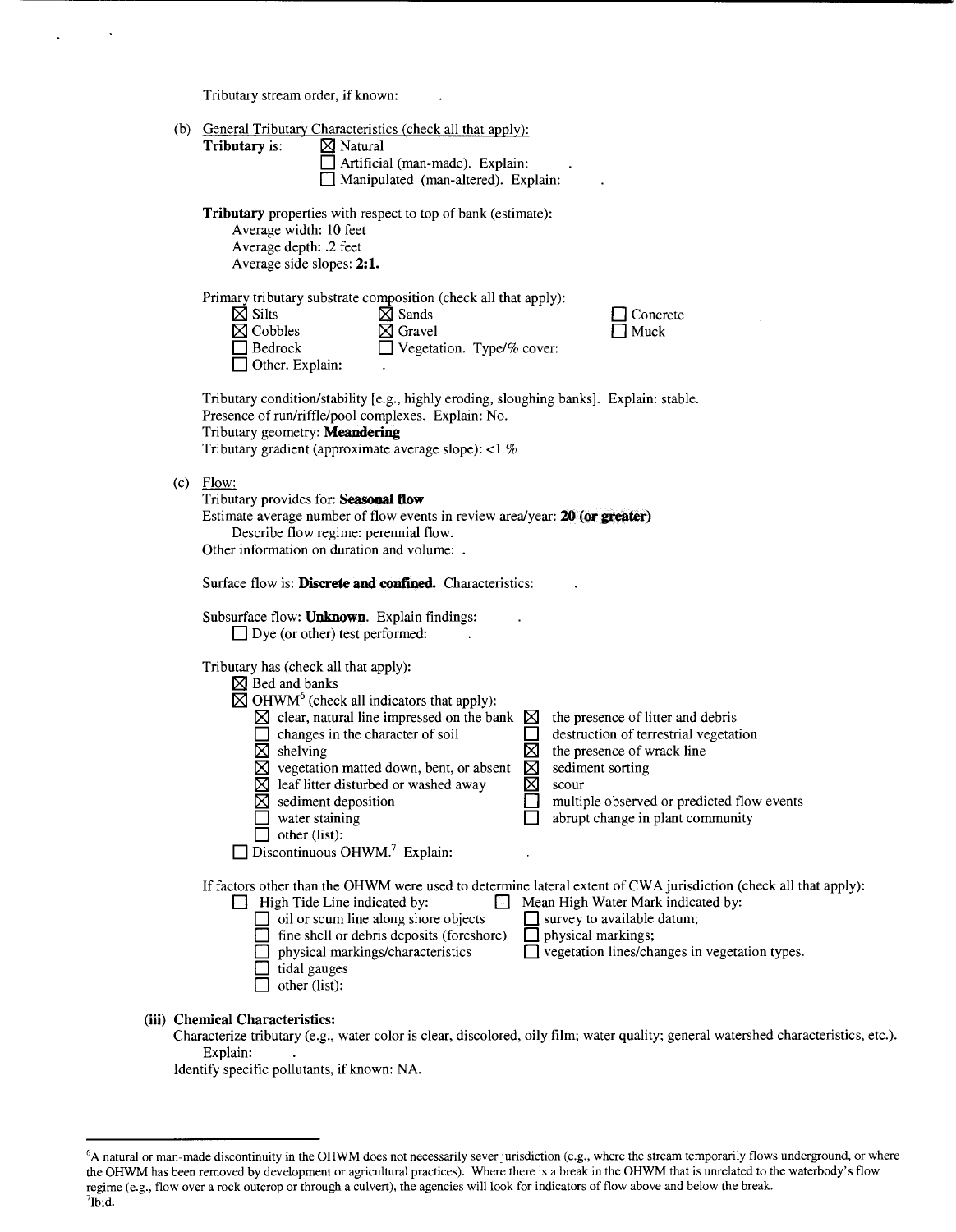Tributary stream order, if known: .

(b) General Tributary Characteristics (check all that apply):

**Tributary** is: ☒ Natural
☐ Artificial (man-made). Explain: .
☐ Manipulated (man-altered). Explain: .

**Tributary** properties with respect to top of bank (estimate):
Average width: 10 feet
Average depth: .2 feet
Average side slopes: **2:1.**

Primary tributary substrate composition (check all that apply):

☒ Silts
☒ Sands
☐ Concrete
☒ Cobbles
☒ Gravel
☐ Muck
☐ Bedrock
☐ Vegetation. Type/% cover:
☐ Other. Explain: .

Tributary condition/stability [e.g., highly eroding, sloughing banks]. Explain: stable.
Presence of run/riffle/pool complexes. Explain: No.
Tributary geometry: **Meandering**
Tributary gradient (approximate average slope): <1 %

(c) Flow:

Tributary provides for: **Seasonal flow**
Estimate average number of flow events in review area/year: **20 (or greater)**
Describe flow regime: perennial flow.
Other information on duration and volume: .

Surface flow is: **Discrete and confined.** Characteristics: .

Subsurface flow: **Unknown.** Explain findings: .
☐ Dye (or other) test performed: .

Tributary has (check all that apply):
☒ Bed and banks
☒ OHWM[6] (check all indicators that apply):

☒ clear, natural line impressed on the bank
☒ the presence of litter and debris
☐ changes in the character of soil
☐ destruction of terrestrial vegetation
☒ shelving
☒ the presence of wrack line
☒ vegetation matted down, bent, or absent
☒ sediment sorting
☒ leaf litter disturbed or washed away
☒ scour
☒ sediment deposition
☐ multiple observed or predicted flow events
☐ water staining
☐ abrupt change in plant community
☐ other (list):

☐ Discontinuous OHWM.[7] Explain: .

If factors other than the OHWM were used to determine lateral extent of CWA jurisdiction (check all that apply):

☐ High Tide Line indicated by:
☐ oil or scum line along shore objects
☐ fine shell or debris deposits (foreshore)
☐ physical markings/characteristics
☐ tidal gauges
☐ other (list):

☐ Mean High Water Mark indicated by:
☐ survey to available datum;
☐ physical markings;
☐ vegetation lines/changes in vegetation types.

**(iii) Chemical Characteristics:**

Characterize tributary (e.g., water color is clear, discolored, oily film; water quality; general watershed characteristics, etc.).
Explain: .

Identify specific pollutants, if known: NA.

---

[6] A natural or man-made discontinuity in the OHWM does not necessarily sever jurisdiction (e.g., where the stream temporarily flows underground, or where the OHWM has been removed by development or agricultural practices). Where there is a break in the OHWM that is unrelated to the waterbody's flow regime (e.g., flow over a rock outcrop or through a culvert), the agencies will look for indicators of flow above and below the break.

[7] Ibid.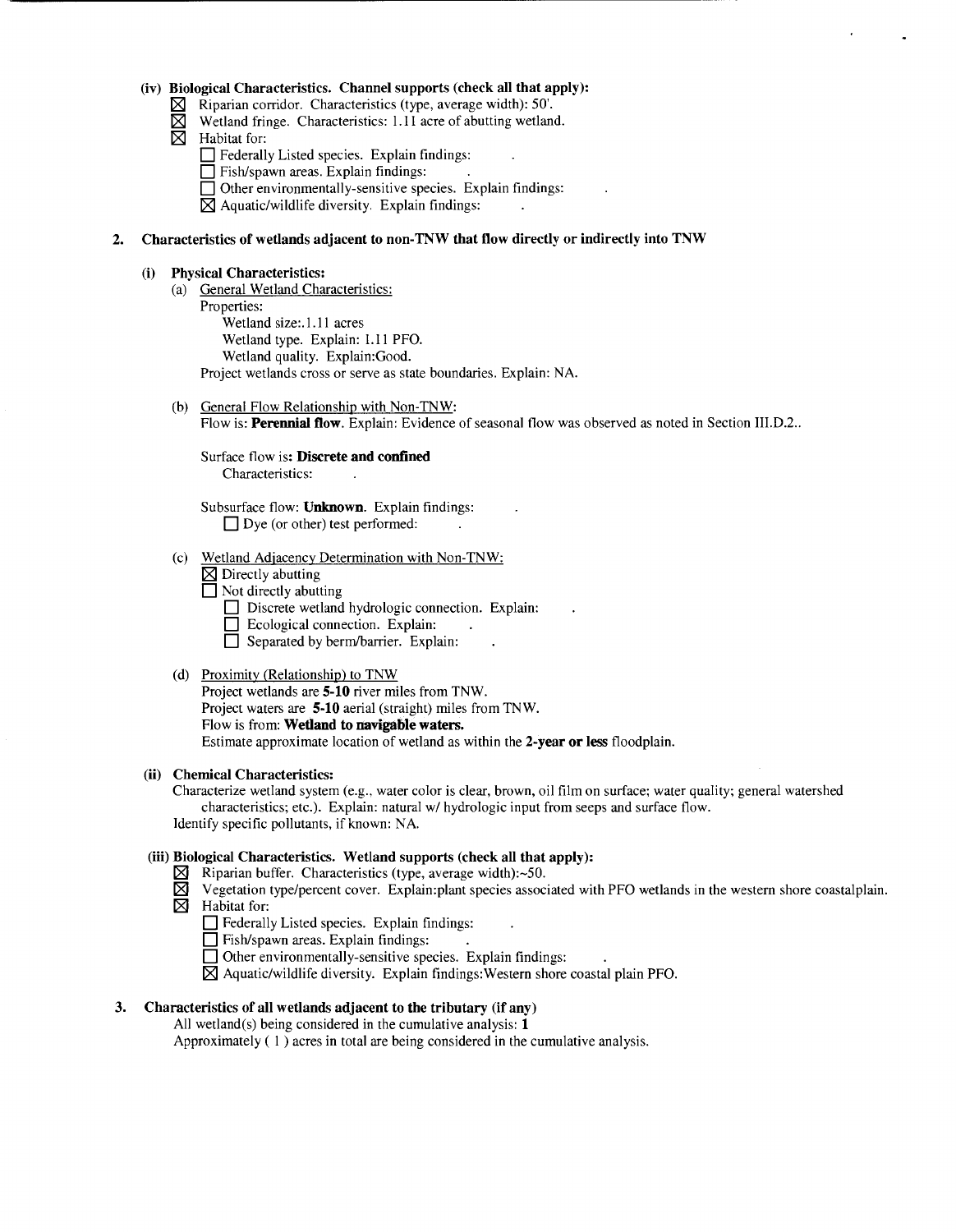**(iv) Biological Characteristics. Channel supports (check all that apply):**

- ☒ Riparian corridor. Characteristics (type, average width): 50'.
- ☒ Wetland fringe. Characteristics: 1.11 acre of abutting wetland.
- ☒ Habitat for:
  - ☐ Federally Listed species. Explain findings: .
  - ☐ Fish/spawn areas. Explain findings: .
  - ☐ Other environmentally-sensitive species. Explain findings: .
  - ☒ Aquatic/wildlife diversity. Explain findings: .

## 2. Characteristics of wetlands adjacent to non-TNW that flow directly or indirectly into TNW

### (i) Physical Characteristics:

(a) General Wetland Characteristics:

Properties:

Wetland size:.1.11 acres

Wetland type. Explain: 1.11 PFO.

Wetland quality. Explain:Good.

Project wetlands cross or serve as state boundaries. Explain: NA.

(b) General Flow Relationship with Non-TNW:

Flow is: **Perennial flow**. Explain: Evidence of seasonal flow was observed as noted in Section III.D.2..

Surface flow is**: Discrete and confined**

Characteristics: .

Subsurface flow: **Unknown**. Explain findings: .

☐ Dye (or other) test performed: .

(c) Wetland Adjacency Determination with Non-TNW:

- ☒ Directly abutting
- ☐ Not directly abutting
  - ☐ Discrete wetland hydrologic connection. Explain: .
  - ☐ Ecological connection. Explain: .
  - ☐ Separated by berm/barrier. Explain: .

(d) Proximity (Relationship) to TNW

Project wetlands are **5-10** river miles from TNW.

Project waters are **5-10** aerial (straight) miles from TNW.

Flow is from: **Wetland to navigable waters.**

Estimate approximate location of wetland as within the **2-year or less** floodplain.

### (ii) Chemical Characteristics:

Characterize wetland system (e.g., water color is clear, brown, oil film on surface; water quality; general watershed characteristics; etc.). Explain: natural w/ hydrologic input from seeps and surface flow.

Identify specific pollutants, if known: NA.

### (iii) Biological Characteristics. Wetland supports (check all that apply):

- ☒ Riparian buffer. Characteristics (type, average width):~50.
- ☒ Vegetation type/percent cover. Explain:plant species associated with PFO wetlands in the western shore coastalplain.
- ☒ Habitat for:
  - ☐ Federally Listed species. Explain findings: .
  - ☐ Fish/spawn areas. Explain findings: .
  - ☐ Other environmentally-sensitive species. Explain findings: .
  - ☒ Aquatic/wildlife diversity. Explain findings:Western shore coastal plain PFO.

## 3. Characteristics of all wetlands adjacent to the tributary (if any)

All wetland(s) being considered in the cumulative analysis: **1**

Approximately ( 1 ) acres in total are being considered in the cumulative analysis.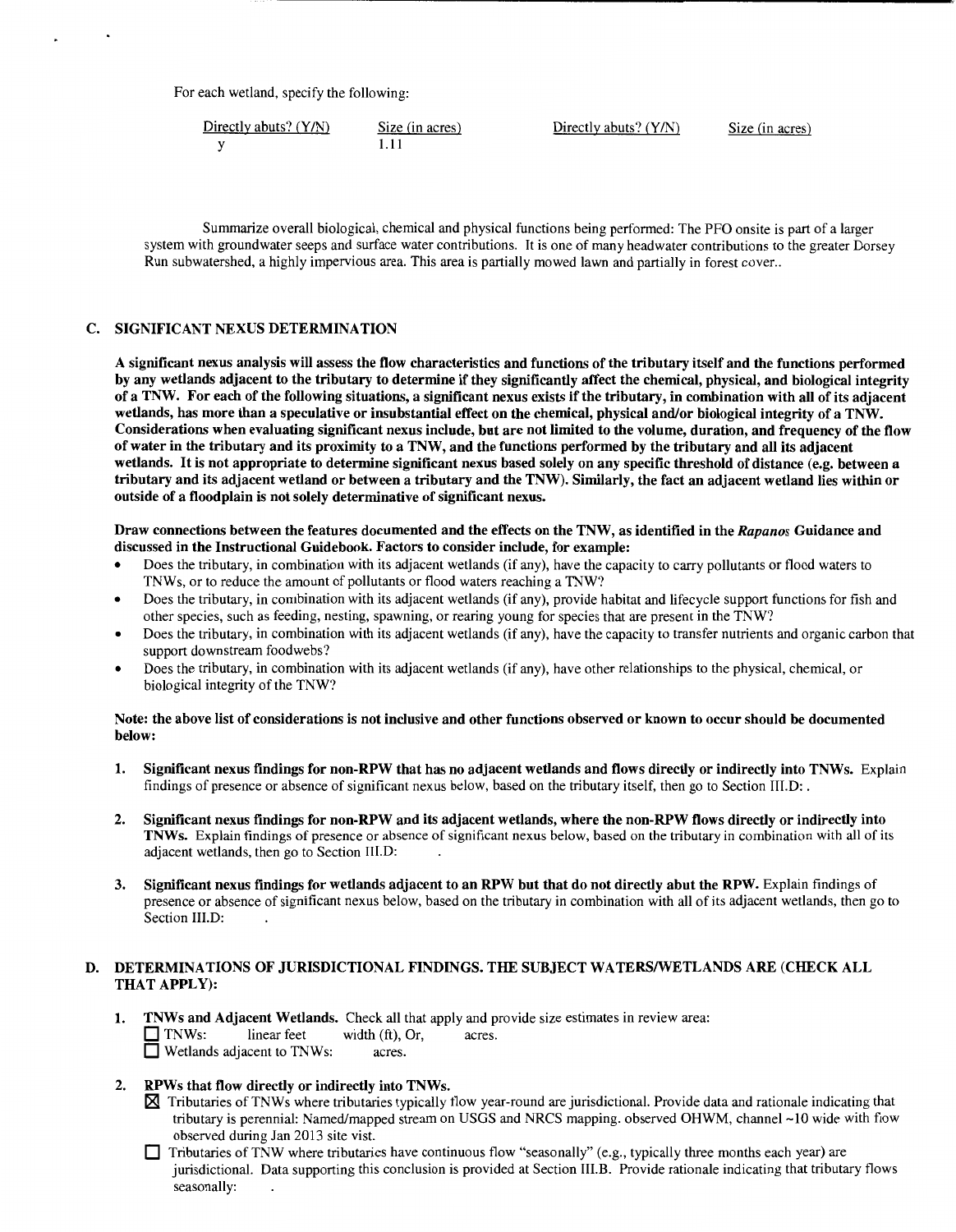For each wetland, specify the following:

| Directly abuts? (Y/N) | Size (in acres) | Directly abuts? (Y/N) | Size (in acres) |
|---|---|---|---|
| y | 1.11 | | |

Summarize overall biological, chemical and physical functions being performed: The PFO onsite is part of a larger system with groundwater seeps and surface water contributions. It is one of many headwater contributions to the greater Dorsey Run subwatershed, a highly impervious area. This area is partially mowed lawn and partially in forest cover..

## C. SIGNIFICANT NEXUS DETERMINATION

**A significant nexus analysis will assess the flow characteristics and functions of the tributary itself and the functions performed by any wetlands adjacent to the tributary to determine if they significantly affect the chemical, physical, and biological integrity of a TNW. For each of the following situations, a significant nexus exists if the tributary, in combination with all of its adjacent wetlands, has more than a speculative or insubstantial effect on the chemical, physical and/or biological integrity of a TNW. Considerations when evaluating significant nexus include, but are not limited to the volume, duration, and frequency of the flow of water in the tributary and its proximity to a TNW, and the functions performed by the tributary and all its adjacent wetlands. It is not appropriate to determine significant nexus based solely on any specific threshold of distance (e.g. between a tributary and its adjacent wetland or between a tributary and the TNW). Similarly, the fact an adjacent wetland lies within or outside of a floodplain is not solely determinative of significant nexus.**

**Draw connections between the features documented and the effects on the TNW, as identified in the *Rapanos* Guidance and discussed in the Instructional Guidebook. Factors to consider include, for example:**

- Does the tributary, in combination with its adjacent wetlands (if any), have the capacity to carry pollutants or flood waters to TNWs, or to reduce the amount of pollutants or flood waters reaching a TNW?
- Does the tributary, in combination with its adjacent wetlands (if any), provide habitat and lifecycle support functions for fish and other species, such as feeding, nesting, spawning, or rearing young for species that are present in the TNW?
- Does the tributary, in combination with its adjacent wetlands (if any), have the capacity to transfer nutrients and organic carbon that support downstream foodwebs?
- Does the tributary, in combination with its adjacent wetlands (if any), have other relationships to the physical, chemical, or biological integrity of the TNW?

**Note: the above list of considerations is not inclusive and other functions observed or known to occur should be documented below:**

1. **Significant nexus findings for non-RPW that has no adjacent wetlands and flows directly or indirectly into TNWs.** Explain findings of presence or absence of significant nexus below, based on the tributary itself, then go to Section III.D: .

2. **Significant nexus findings for non-RPW and its adjacent wetlands, where the non-RPW flows directly or indirectly into TNWs.** Explain findings of presence or absence of significant nexus below, based on the tributary in combination with all of its adjacent wetlands, then go to Section III.D: .

3. **Significant nexus findings for wetlands adjacent to an RPW but that do not directly abut the RPW.** Explain findings of presence or absence of significant nexus below, based on the tributary in combination with all of its adjacent wetlands, then go to Section III.D: .

## D. DETERMINATIONS OF JURISDICTIONAL FINDINGS. THE SUBJECT WATERS/WETLANDS ARE (CHECK ALL THAT APPLY):

1. **TNWs and Adjacent Wetlands.** Check all that apply and provide size estimates in review area:
   - ☐ TNWs: linear feet width (ft), Or, acres.
   - ☐ Wetlands adjacent to TNWs: acres.

2. **RPWs that flow directly or indirectly into TNWs.**
   - ☒ Tributaries of TNWs where tributaries typically flow year-round are jurisdictional. Provide data and rationale indicating that tributary is perennial: Named/mapped stream on USGS and NRCS mapping. observed OHWM, channel ~10 wide with flow observed during Jan 2013 site vist.
   - ☐ Tributaries of TNW where tributaries have continuous flow "seasonally" (e.g., typically three months each year) are jurisdictional. Data supporting this conclusion is provided at Section III.B. Provide rationale indicating that tributary flows seasonally: .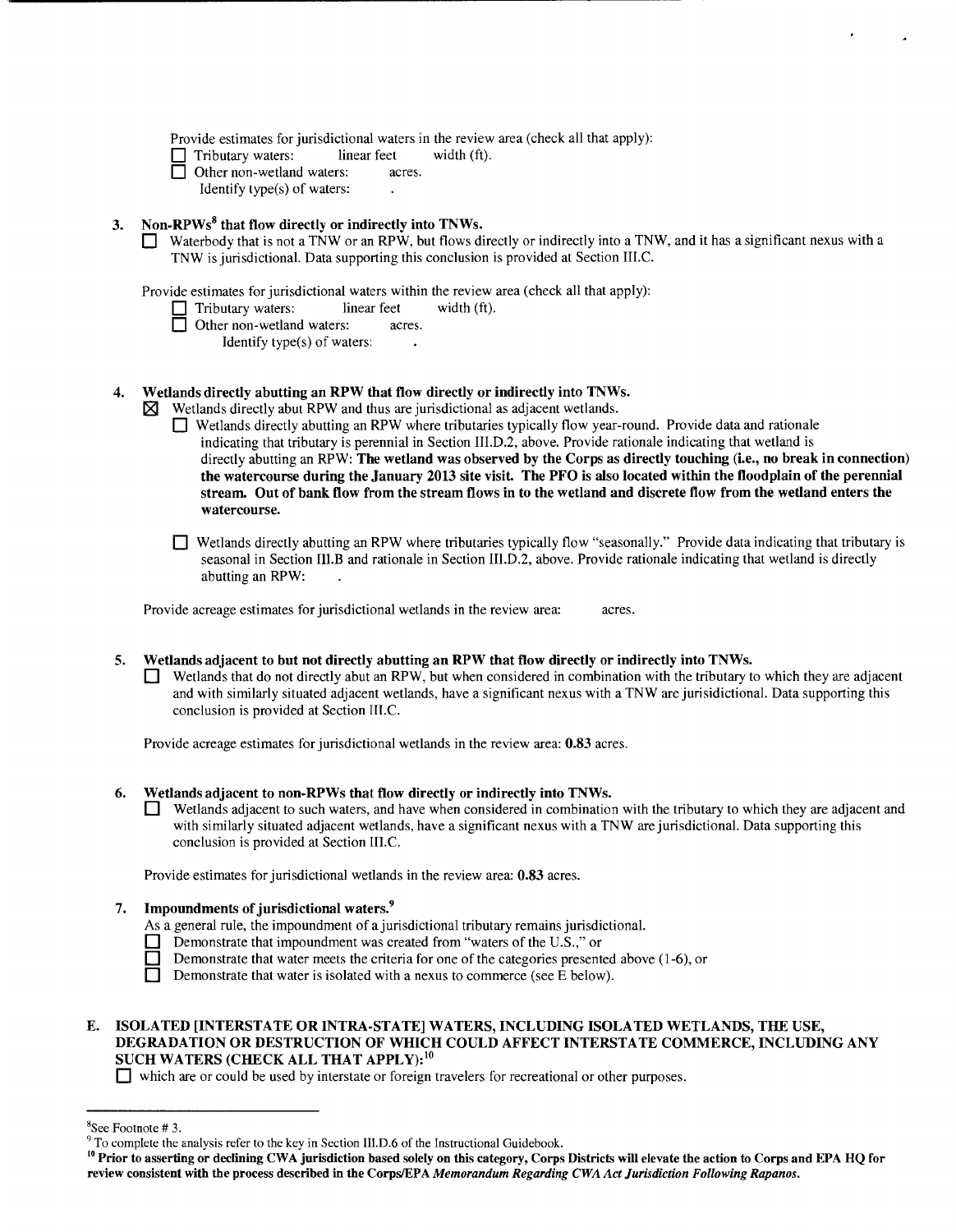Provide estimates for jurisdictional waters in the review area (check all that apply):

☐ Tributary waters: linear feet width (ft).

☐ Other non-wetland waters: acres.

Identify type(s) of waters: .

**3. Non-RPWs[8] that flow directly or indirectly into TNWs.**

☐ Waterbody that is not a TNW or an RPW, but flows directly or indirectly into a TNW, and it has a significant nexus with a TNW is jurisdictional. Data supporting this conclusion is provided at Section III.C.

Provide estimates for jurisdictional waters within the review area (check all that apply):

☐ Tributary waters: linear feet width (ft).

☐ Other non-wetland waters: acres.

Identify type(s) of waters: .

**4. Wetlands directly abutting an RPW that flow directly or indirectly into TNWs.**

☒ Wetlands directly abut RPW and thus are jurisdictional as adjacent wetlands.

☐ Wetlands directly abutting an RPW where tributaries typically flow year-round. Provide data and rationale indicating that tributary is perennial in Section III.D.2, above. Provide rationale indicating that wetland is directly abutting an RPW: **The wetland was observed by the Corps as directly touching (i.e., no break in connection) the watercourse during the January 2013 site visit. The PFO is also located within the floodplain of the perennial stream. Out of bank flow from the stream flows in to the wetland and discrete flow from the wetland enters the watercourse.**

☐ Wetlands directly abutting an RPW where tributaries typically flow "seasonally." Provide data indicating that tributary is seasonal in Section III.B and rationale in Section III.D.2, above. Provide rationale indicating that wetland is directly abutting an RPW: .

Provide acreage estimates for jurisdictional wetlands in the review area: acres.

**5. Wetlands adjacent to but not directly abutting an RPW that flow directly or indirectly into TNWs.**

☐ Wetlands that do not directly abut an RPW, but when considered in combination with the tributary to which they are adjacent and with similarly situated adjacent wetlands, have a significant nexus with a TNW are jurisidictional. Data supporting this conclusion is provided at Section III.C.

Provide acreage estimates for jurisdictional wetlands in the review area: **0.83** acres.

**6. Wetlands adjacent to non-RPWs that flow directly or indirectly into TNWs.**

☐ Wetlands adjacent to such waters, and have when considered in combination with the tributary to which they are adjacent and with similarly situated adjacent wetlands, have a significant nexus with a TNW are jurisdictional. Data supporting this conclusion is provided at Section III.C.

Provide estimates for jurisdictional wetlands in the review area: **0.83** acres.

**7. Impoundments of jurisdictional waters.[9]**

As a general rule, the impoundment of a jurisdictional tributary remains jurisdictional.

☐ Demonstrate that impoundment was created from "waters of the U.S.," or

☐ Demonstrate that water meets the criteria for one of the categories presented above (1-6), or

☐ Demonstrate that water is isolated with a nexus to commerce (see E below).

**E. ISOLATED [INTERSTATE OR INTRA-STATE] WATERS, INCLUDING ISOLATED WETLANDS, THE USE, DEGRADATION OR DESTRUCTION OF WHICH COULD AFFECT INTERSTATE COMMERCE, INCLUDING ANY SUCH WATERS (CHECK ALL THAT APPLY):[10]**

☐ which are or could be used by interstate or foreign travelers for recreational or other purposes.

---

[8] See Footnote # 3.

[9] To complete the analysis refer to the key in Section III.D.6 of the Instructional Guidebook.

[10] **Prior to asserting or declining CWA jurisdiction based solely on this category, Corps Districts will elevate the action to Corps and EPA HQ for review consistent with the process described in the Corps/EPA *Memorandum Regarding CWA Act Jurisdiction Following Rapanos*.**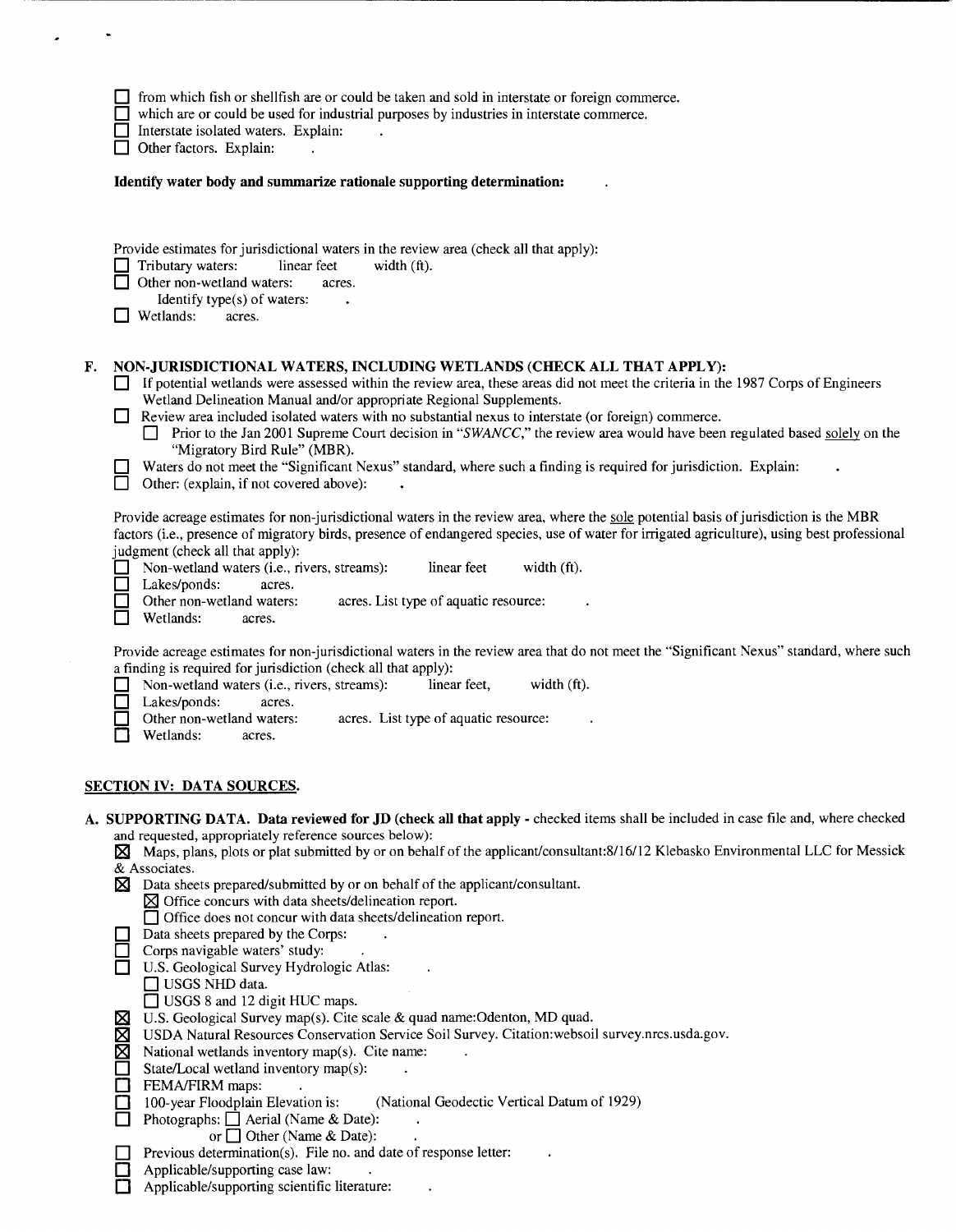- ☐ from which fish or shellfish are or could be taken and sold in interstate or foreign commerce.
- ☐ which are or could be used for industrial purposes by industries in interstate commerce.
- ☐ Interstate isolated waters. Explain: .
- ☐ Other factors. Explain: .

**Identify water body and summarize rationale supporting determination:** .

Provide estimates for jurisdictional waters in the review area (check all that apply):

- ☐ Tributary waters: linear feet width (ft).
- ☐ Other non-wetland waters: acres.
  - Identify type(s) of waters: .
- ☐ Wetlands: acres.

**F. NON-JURISDICTIONAL WATERS, INCLUDING WETLANDS (CHECK ALL THAT APPLY):**

- ☐ If potential wetlands were assessed within the review area, these areas did not meet the criteria in the 1987 Corps of Engineers Wetland Delineation Manual and/or appropriate Regional Supplements.
- ☐ Review area included isolated waters with no substantial nexus to interstate (or foreign) commerce.
  - ☐ Prior to the Jan 2001 Supreme Court decision in "*SWANCC*," the review area would have been regulated based solely on the "Migratory Bird Rule" (MBR).
- ☐ Waters do not meet the "Significant Nexus" standard, where such a finding is required for jurisdiction. Explain: .
- ☐ Other: (explain, if not covered above): .

Provide acreage estimates for non-jurisdictional waters in the review area, where the sole potential basis of jurisdiction is the MBR factors (i.e., presence of migratory birds, presence of endangered species, use of water for irrigated agriculture), using best professional judgment (check all that apply):

- ☐ Non-wetland waters (i.e., rivers, streams): linear feet width (ft).
- ☐ Lakes/ponds: acres.
- ☐ Other non-wetland waters: acres. List type of aquatic resource: .
- ☐ Wetlands: acres.

Provide acreage estimates for non-jurisdictional waters in the review area that do not meet the "Significant Nexus" standard, where such a finding is required for jurisdiction (check all that apply):

- ☐ Non-wetland waters (i.e., rivers, streams): linear feet, width (ft).
- ☐ Lakes/ponds: acres.
- ☐ Other non-wetland waters: acres. List type of aquatic resource: .
- ☐ Wetlands: acres.

## SECTION IV: DATA SOURCES.

**A. SUPPORTING DATA. Data reviewed for JD (check all that apply -** checked items shall be included in case file and, where checked and requested, appropriately reference sources below):

- ☒ Maps, plans, plots or plat submitted by or on behalf of the applicant/consultant:8/16/12 Klebasko Environmental LLC for Messick & Associates.
- ☒ Data sheets prepared/submitted by or on behalf of the applicant/consultant.
  - ☒ Office concurs with data sheets/delineation report.
  - ☐ Office does not concur with data sheets/delineation report.
- ☐ Data sheets prepared by the Corps: .
- ☐ Corps navigable waters' study: .
- ☐ U.S. Geological Survey Hydrologic Atlas: .
  - ☐ USGS NHD data.
  - ☐ USGS 8 and 12 digit HUC maps.
- ☒ U.S. Geological Survey map(s). Cite scale & quad name:Odenton, MD quad.
- ☒ USDA Natural Resources Conservation Service Soil Survey. Citation:websoil survey.nrcs.usda.gov.
- ☒ National wetlands inventory map(s). Cite name: .
- ☐ State/Local wetland inventory map(s): .
- ☐ FEMA/FIRM maps: .
- ☐ 100-year Floodplain Elevation is: (National Geodectic Vertical Datum of 1929)
- ☐ Photographs: ☐ Aerial (Name & Date): .
  or ☐ Other (Name & Date): .
- ☐ Previous determination(s). File no. and date of response letter: .
- ☐ Applicable/supporting case law: .
- ☐ Applicable/supporting scientific literature: .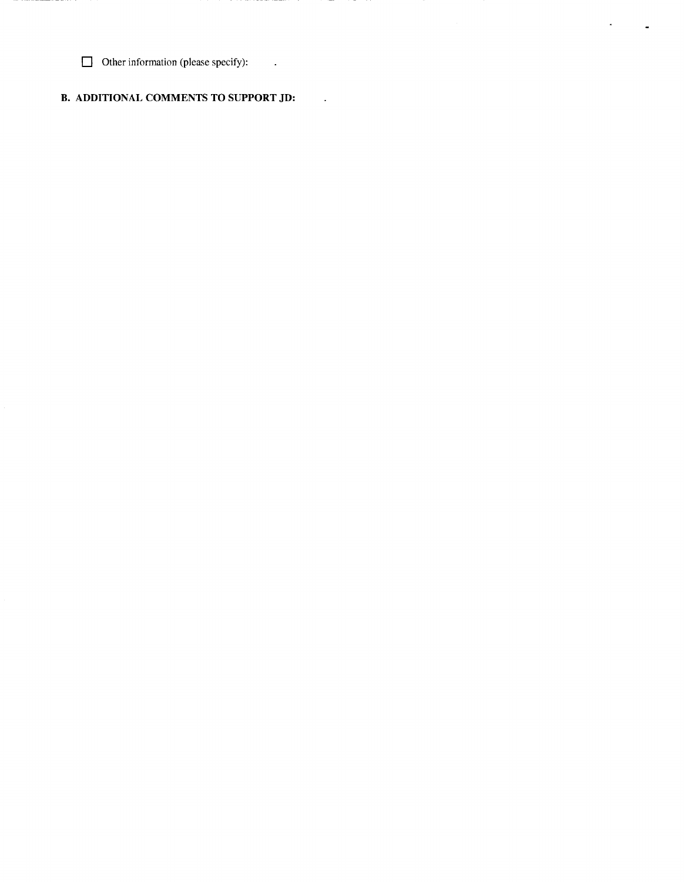☐ Other information (please specify): .

**B. ADDITIONAL COMMENTS TO SUPPORT JD:** .